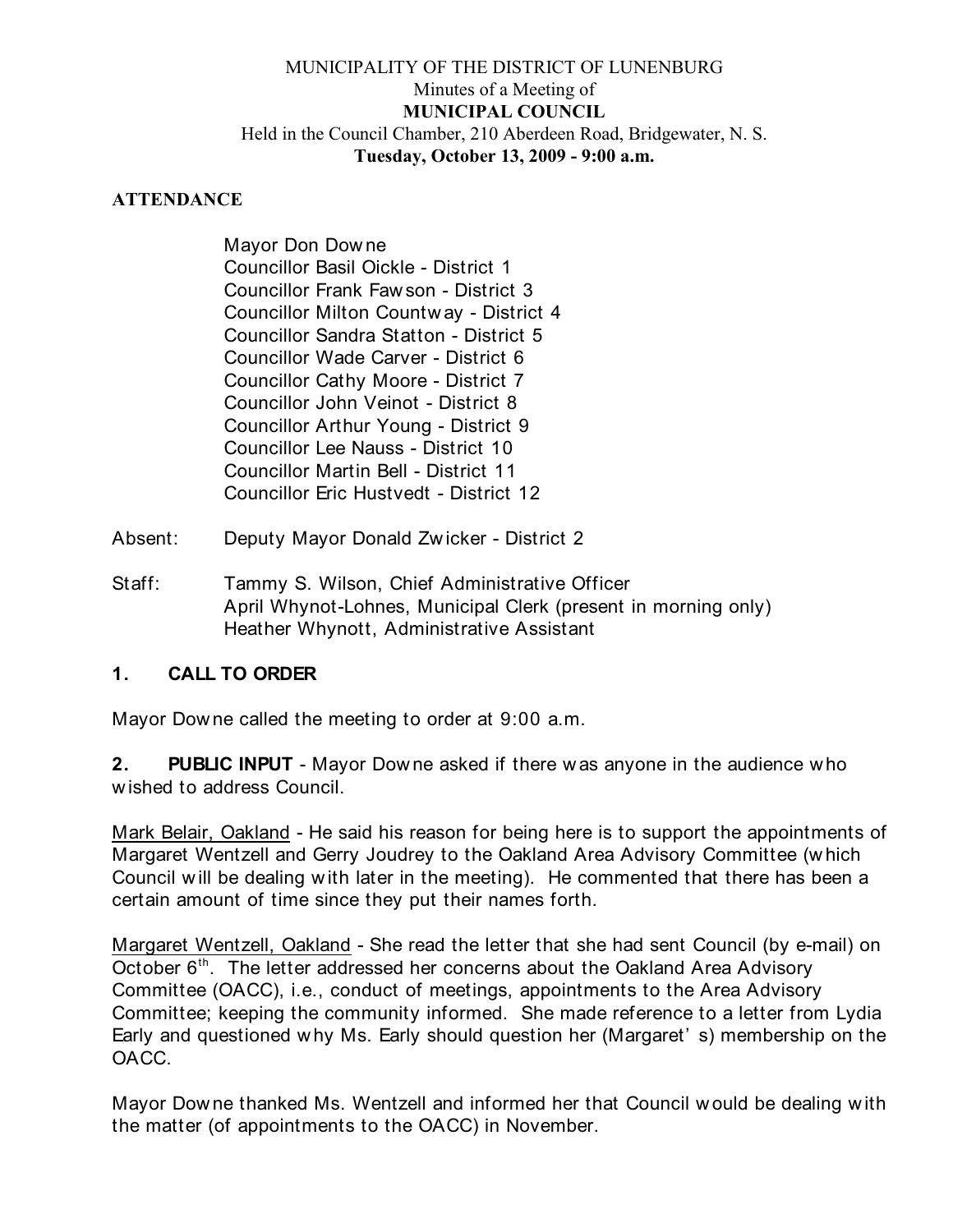MUNICIPALITY OF THE DISTRICT OF LUNENBURG
Minutes of a Meeting of
**MUNICIPAL COUNCIL**
Held in the Council Chamber, 210 Aberdeen Road, Bridgewater, N. S.
**Tuesday, October 13, 2009 - 9:00 a.m.**

**ATTENDANCE**

Mayor Don Downe
Councillor Basil Oickle - District 1
Councillor Frank Fawson - District 3
Councillor Milton Countway - District 4
Councillor Sandra Statton - District 5
Councillor Wade Carver - District 6
Councillor Cathy Moore - District 7
Councillor John Veinot - District 8
Councillor Arthur Young - District 9
Councillor Lee Nauss - District 10
Councillor Martin Bell - District 11
Councillor Eric Hustvedt - District 12

Absent: Deputy Mayor Donald Zwicker - District 2

Staff: Tammy S. Wilson, Chief Administrative Officer
April Whynot-Lohnes, Municipal Clerk (present in morning only)
Heather Whynott, Administrative Assistant

## 1. CALL TO ORDER

Mayor Downe called the meeting to order at 9:00 a.m.

**2. PUBLIC INPUT** - Mayor Downe asked if there was anyone in the audience who wished to address Council.

Mark Belair, Oakland - He said his reason for being here is to support the appointments of Margaret Wentzell and Gerry Joudrey to the Oakland Area Advisory Committee (which Council will be dealing with later in the meeting). He commented that there has been a certain amount of time since they put their names forth.

Margaret Wentzell, Oakland - She read the letter that she had sent Council (by e-mail) on October 6th. The letter addressed her concerns about the Oakland Area Advisory Committee (OACC), i.e., conduct of meetings, appointments to the Area Advisory Committee; keeping the community informed. She made reference to a letter from Lydia Early and questioned why Ms. Early should question her (Margaret's) membership on the OACC.

Mayor Downe thanked Ms. Wentzell and informed her that Council would be dealing with the matter (of appointments to the OACC) in November.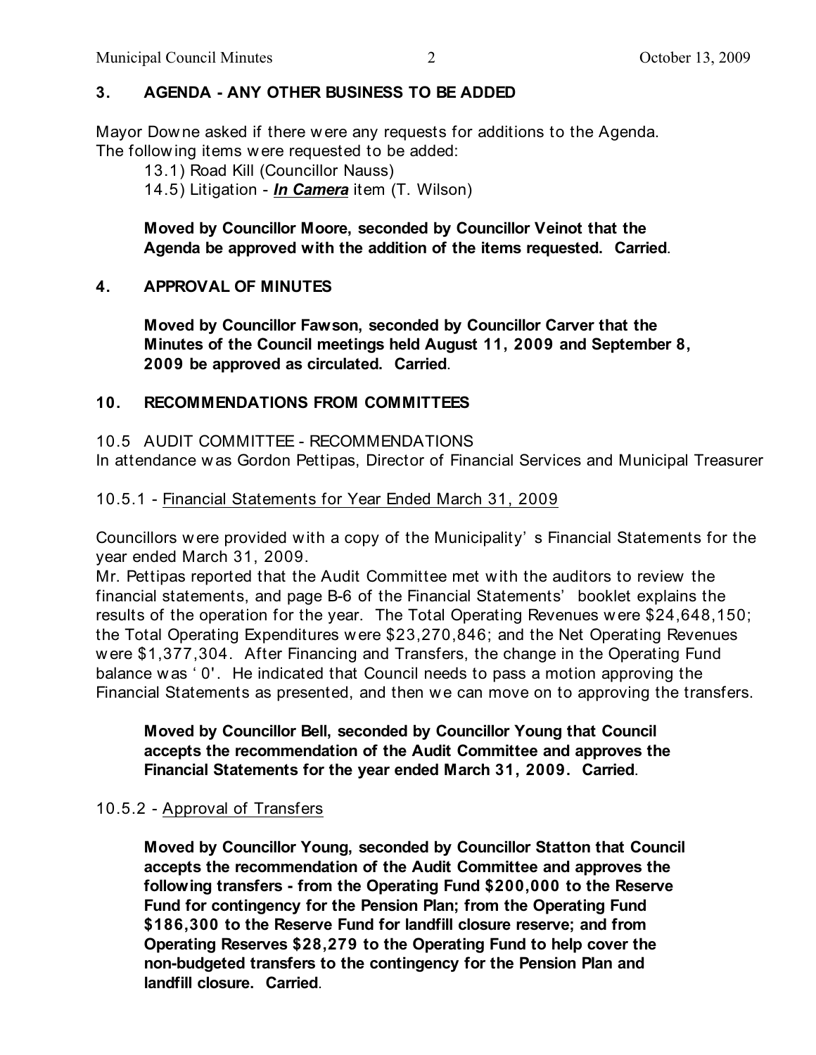## 3. AGENDA - ANY OTHER BUSINESS TO BE ADDED

Mayor Downe asked if there were any requests for additions to the Agenda. The following items were requested to be added:

13.1) Road Kill (Councillor Nauss)
14.5) Litigation - ***In Camera*** item (T. Wilson)

**Moved by Councillor Moore, seconded by Councillor Veinot that the Agenda be approved with the addition of the items requested. Carried**.

## 4. APPROVAL OF MINUTES

**Moved by Councillor Fawson, seconded by Councillor Carver that the Minutes of the Council meetings held August 11, 2009 and September 8, 2009 be approved as circulated. Carried**.

## 10. RECOMMENDATIONS FROM COMMITTEES

10.5 AUDIT COMMITTEE - RECOMMENDATIONS
In attendance was Gordon Pettipas, Director of Financial Services and Municipal Treasurer

10.5.1 - Financial Statements for Year Ended March 31, 2009

Councillors were provided with a copy of the Municipality's Financial Statements for the year ended March 31, 2009.
Mr. Pettipas reported that the Audit Committee met with the auditors to review the financial statements, and page B-6 of the Financial Statements' booklet explains the results of the operation for the year. The Total Operating Revenues were $24,648,150; the Total Operating Expenditures were $23,270,846; and the Net Operating Revenues were $1,377,304. After Financing and Transfers, the change in the Operating Fund balance was '0'. He indicated that Council needs to pass a motion approving the Financial Statements as presented, and then we can move on to approving the transfers.

**Moved by Councillor Bell, seconded by Councillor Young that Council accepts the recommendation of the Audit Committee and approves the Financial Statements for the year ended March 31, 2009. Carried**.

10.5.2 - Approval of Transfers

**Moved by Councillor Young, seconded by Councillor Statton that Council accepts the recommendation of the Audit Committee and approves the following transfers - from the Operating Fund $200,000 to the Reserve Fund for contingency for the Pension Plan; from the Operating Fund $186,300 to the Reserve Fund for landfill closure reserve; and from Operating Reserves $28,279 to the Operating Fund to help cover the non-budgeted transfers to the contingency for the Pension Plan and landfill closure. Carried**.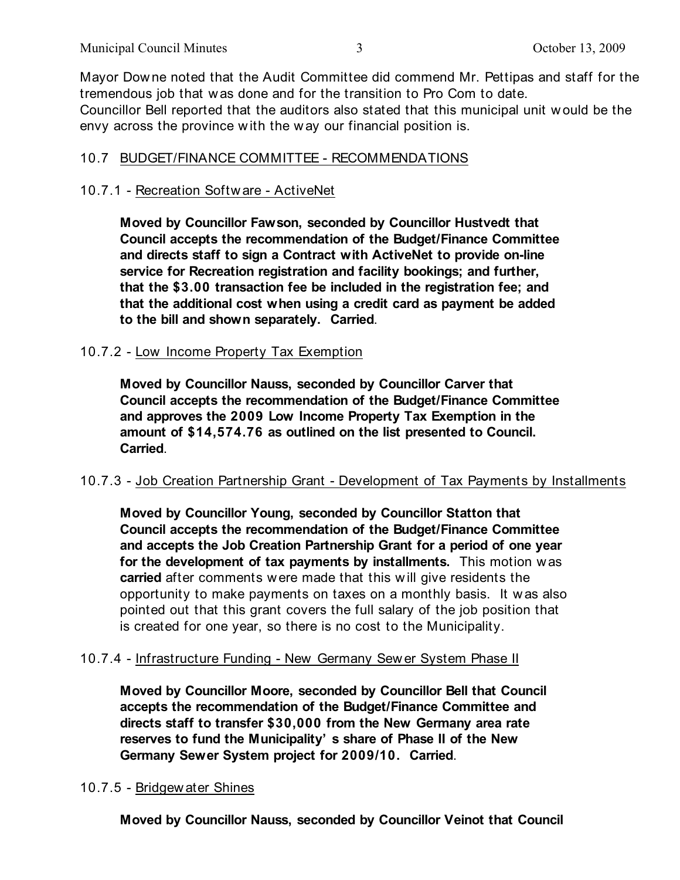Mayor Downe noted that the Audit Committee did commend Mr. Pettipas and staff for the tremendous job that was done and for the transition to Pro Com to date.
Councillor Bell reported that the auditors also stated that this municipal unit would be the envy across the province with the way our financial position is.

## 10.7 BUDGET/FINANCE COMMITTEE - RECOMMENDATIONS

### 10.7.1 - Recreation Software - ActiveNet

**Moved by Councillor Fawson, seconded by Councillor Hustvedt that Council accepts the recommendation of the Budget/Finance Committee and directs staff to sign a Contract with ActiveNet to provide on-line service for Recreation registration and facility bookings; and further, that the $3.00 transaction fee be included in the registration fee; and that the additional cost when using a credit card as payment be added to the bill and shown separately. Carried**.

### 10.7.2 - Low Income Property Tax Exemption

**Moved by Councillor Nauss, seconded by Councillor Carver that Council accepts the recommendation of the Budget/Finance Committee and approves the 2009 Low Income Property Tax Exemption in the amount of $14,574.76 as outlined on the list presented to Council. Carried**.

### 10.7.3 - Job Creation Partnership Grant - Development of Tax Payments by Installments

**Moved by Councillor Young, seconded by Councillor Statton that Council accepts the recommendation of the Budget/Finance Committee and accepts the Job Creation Partnership Grant for a period of one year for the development of tax payments by installments.** This motion was **carried** after comments were made that this will give residents the opportunity to make payments on taxes on a monthly basis. It was also pointed out that this grant covers the full salary of the job position that is created for one year, so there is no cost to the Municipality.

### 10.7.4 - Infrastructure Funding - New Germany Sewer System Phase II

**Moved by Councillor Moore, seconded by Councillor Bell that Council accepts the recommendation of the Budget/Finance Committee and directs staff to transfer $30,000 from the New Germany area rate reserves to fund the Municipality's share of Phase II of the New Germany Sewer System project for 2009/10. Carried**.

### 10.7.5 - Bridgewater Shines

**Moved by Councillor Nauss, seconded by Councillor Veinot that Council**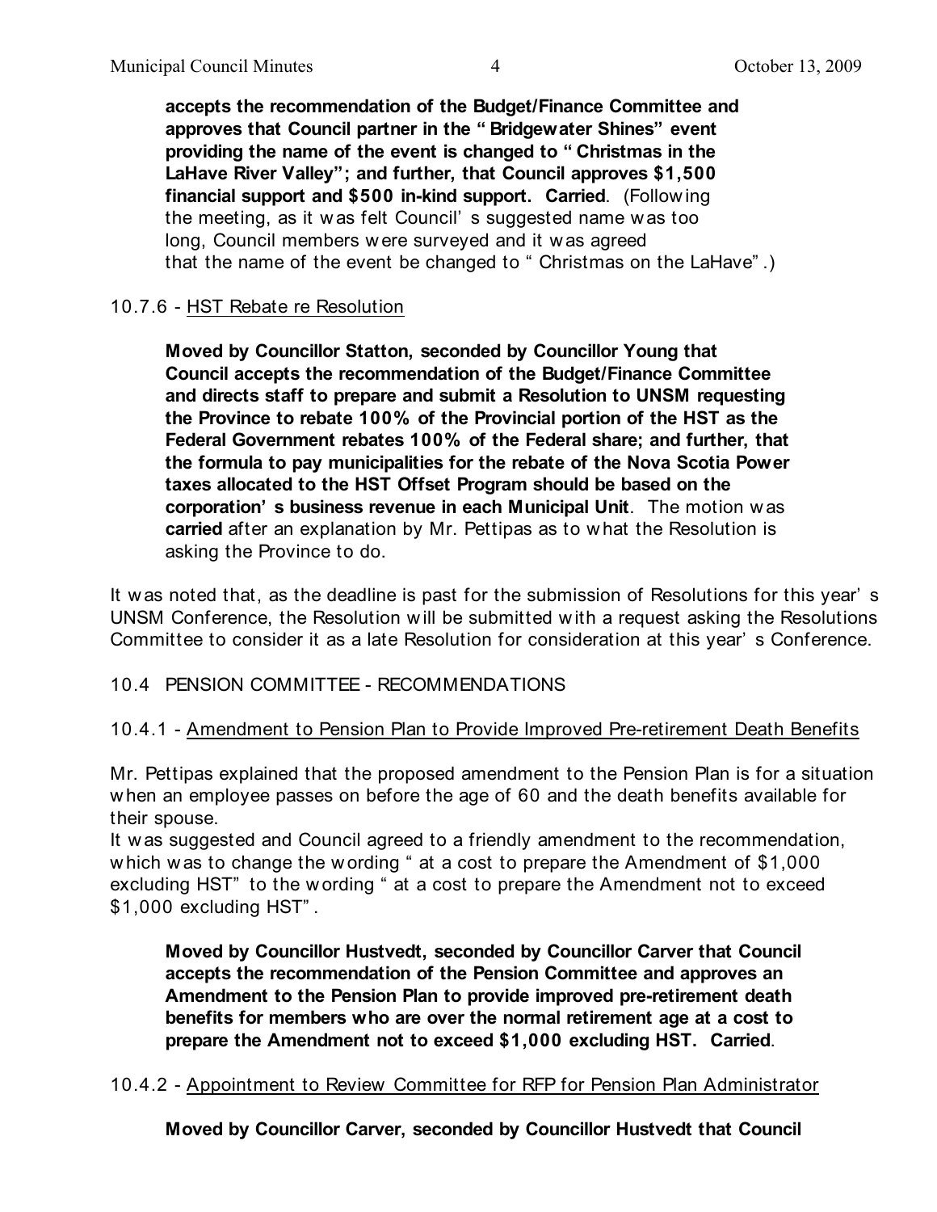**accepts the recommendation of the Budget/Finance Committee and approves that Council partner in the "Bridgewater Shines" event providing the name of the event is changed to "Christmas in the LaHave River Valley"; and further, that Council approves $1,500 financial support and $500 in-kind support. Carried**. (Following the meeting, as it was felt Council's suggested name was too long, Council members were surveyed and it was agreed that the name of the event be changed to "Christmas on the LaHave".)

10.7.6 - HST Rebate re Resolution

**Moved by Councillor Statton, seconded by Councillor Young that Council accepts the recommendation of the Budget/Finance Committee and directs staff to prepare and submit a Resolution to UNSM requesting the Province to rebate 100% of the Provincial portion of the HST as the Federal Government rebates 100% of the Federal share; and further, that the formula to pay municipalities for the rebate of the Nova Scotia Power taxes allocated to the HST Offset Program should be based on the corporation's business revenue in each Municipal Unit**. The motion was **carried** after an explanation by Mr. Pettipas as to what the Resolution is asking the Province to do.

It was noted that, as the deadline is past for the submission of Resolutions for this year's UNSM Conference, the Resolution will be submitted with a request asking the Resolutions Committee to consider it as a late Resolution for consideration at this year's Conference.

10.4 PENSION COMMITTEE - RECOMMENDATIONS

10.4.1 - Amendment to Pension Plan to Provide Improved Pre-retirement Death Benefits

Mr. Pettipas explained that the proposed amendment to the Pension Plan is for a situation when an employee passes on before the age of 60 and the death benefits available for their spouse.
It was suggested and Council agreed to a friendly amendment to the recommendation, which was to change the wording "at a cost to prepare the Amendment of $1,000 excluding HST" to the wording "at a cost to prepare the Amendment not to exceed $1,000 excluding HST".

**Moved by Councillor Hustvedt, seconded by Councillor Carver that Council accepts the recommendation of the Pension Committee and approves an Amendment to the Pension Plan to provide improved pre-retirement death benefits for members who are over the normal retirement age at a cost to prepare the Amendment not to exceed $1,000 excluding HST. Carried**.

10.4.2 - Appointment to Review Committee for RFP for Pension Plan Administrator

**Moved by Councillor Carver, seconded by Councillor Hustvedt that Council**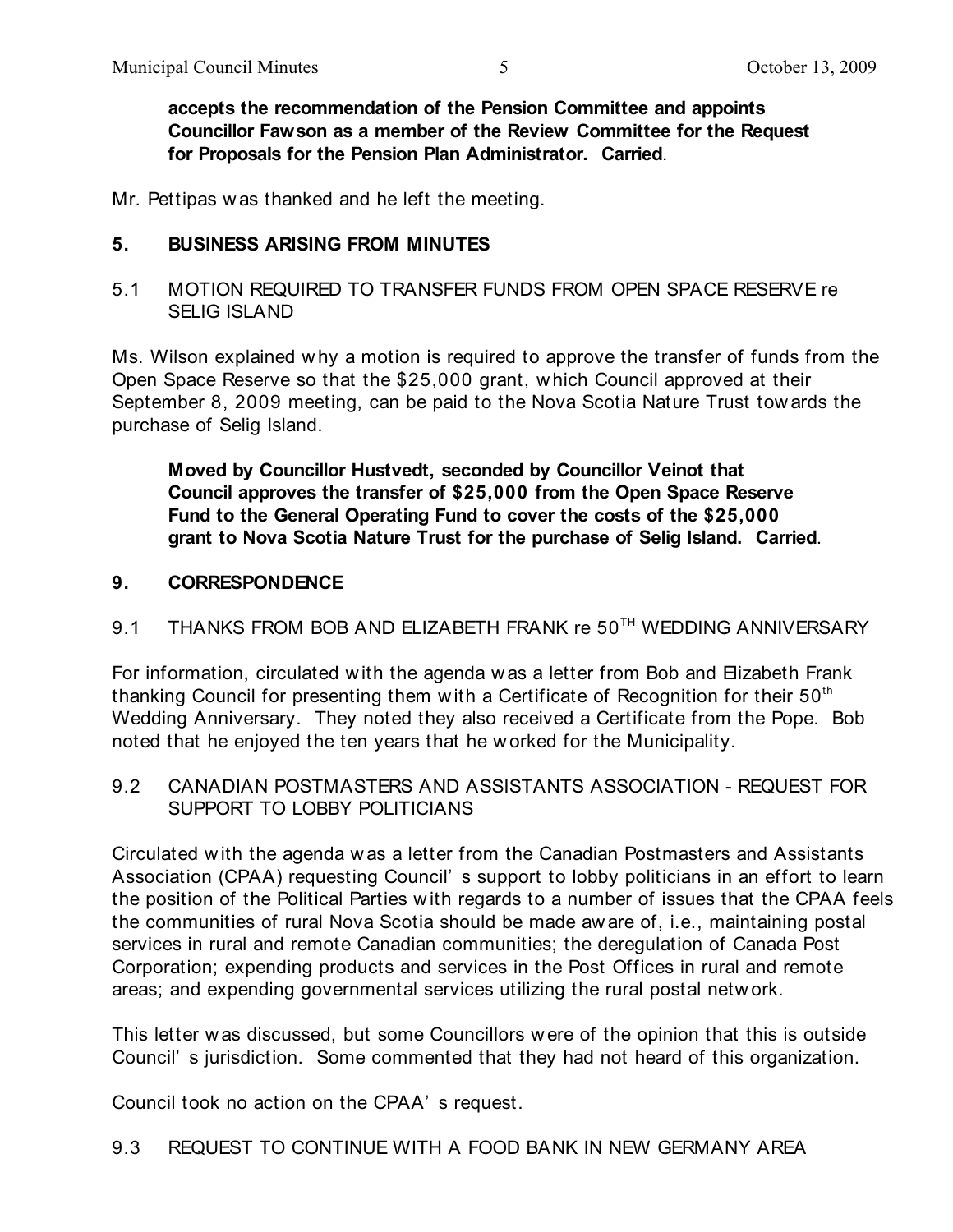**accepts the recommendation of the Pension Committee and appoints Councillor Fawson as a member of the Review Committee for the Request for Proposals for the Pension Plan Administrator. Carried**.

Mr. Pettipas was thanked and he left the meeting.

## 5. BUSINESS ARISING FROM MINUTES

### 5.1 MOTION REQUIRED TO TRANSFER FUNDS FROM OPEN SPACE RESERVE re SELIG ISLAND

Ms. Wilson explained why a motion is required to approve the transfer of funds from the Open Space Reserve so that the $25,000 grant, which Council approved at their September 8, 2009 meeting, can be paid to the Nova Scotia Nature Trust towards the purchase of Selig Island.

**Moved by Councillor Hustvedt, seconded by Councillor Veinot that Council approves the transfer of $25,000 from the Open Space Reserve Fund to the General Operating Fund to cover the costs of the $25,000 grant to Nova Scotia Nature Trust for the purchase of Selig Island. Carried**.

## 9. CORRESPONDENCE

### 9.1 THANKS FROM BOB AND ELIZABETH FRANK re 50TH WEDDING ANNIVERSARY

For information, circulated with the agenda was a letter from Bob and Elizabeth Frank thanking Council for presenting them with a Certificate of Recognition for their 50th Wedding Anniversary. They noted they also received a Certificate from the Pope. Bob noted that he enjoyed the ten years that he worked for the Municipality.

### 9.2 CANADIAN POSTMASTERS AND ASSISTANTS ASSOCIATION - REQUEST FOR SUPPORT TO LOBBY POLITICIANS

Circulated with the agenda was a letter from the Canadian Postmasters and Assistants Association (CPAA) requesting Council's support to lobby politicians in an effort to learn the position of the Political Parties with regards to a number of issues that the CPAA feels the communities of rural Nova Scotia should be made aware of, i.e., maintaining postal services in rural and remote Canadian communities; the deregulation of Canada Post Corporation; expending products and services in the Post Offices in rural and remote areas; and expending governmental services utilizing the rural postal network.

This letter was discussed, but some Councillors were of the opinion that this is outside Council's jurisdiction. Some commented that they had not heard of this organization.

Council took no action on the CPAA's request.

### 9.3 REQUEST TO CONTINUE WITH A FOOD BANK IN NEW GERMANY AREA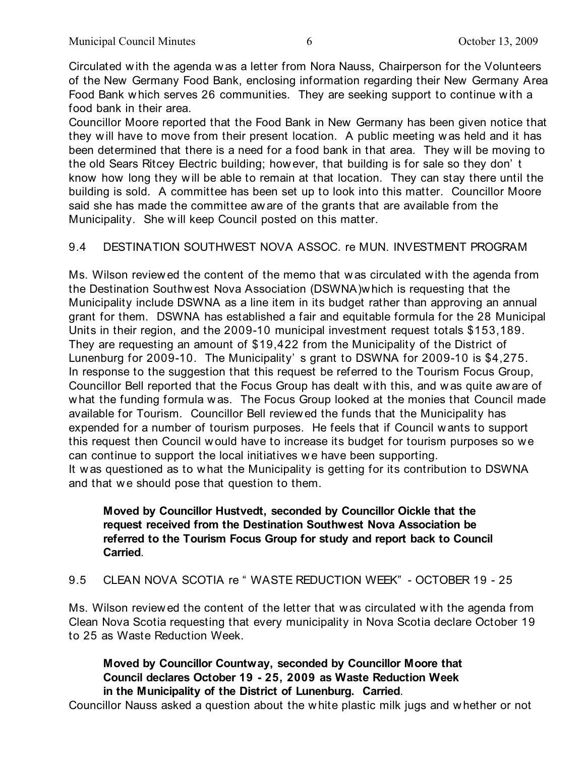Circulated with the agenda was a letter from Nora Nauss, Chairperson for the Volunteers of the New Germany Food Bank, enclosing information regarding their New Germany Area Food Bank which serves 26 communities. They are seeking support to continue with a food bank in their area.

Councillor Moore reported that the Food Bank in New Germany has been given notice that they will have to move from their present location. A public meeting was held and it has been determined that there is a need for a food bank in that area. They will be moving to the old Sears Ritcey Electric building; however, that building is for sale so they don't know how long they will be able to remain at that location. They can stay there until the building is sold. A committee has been set up to look into this matter. Councillor Moore said she has made the committee aware of the grants that are available from the Municipality. She will keep Council posted on this matter.

9.4 DESTINATION SOUTHWEST NOVA ASSOC. re MUN. INVESTMENT PROGRAM

Ms. Wilson reviewed the content of the memo that was circulated with the agenda from the Destination Southwest Nova Association (DSWNA)which is requesting that the Municipality include DSWNA as a line item in its budget rather than approving an annual grant for them. DSWNA has established a fair and equitable formula for the 28 Municipal Units in their region, and the 2009-10 municipal investment request totals $153,189. They are requesting an amount of $19,422 from the Municipality of the District of Lunenburg for 2009-10. The Municipality's grant to DSWNA for 2009-10 is $4,275. In response to the suggestion that this request be referred to the Tourism Focus Group, Councillor Bell reported that the Focus Group has dealt with this, and was quite aware of what the funding formula was. The Focus Group looked at the monies that Council made available for Tourism. Councillor Bell reviewed the funds that the Municipality has expended for a number of tourism purposes. He feels that if Council wants to support this request then Council would have to increase its budget for tourism purposes so we can continue to support the local initiatives we have been supporting.

It was questioned as to what the Municipality is getting for its contribution to DSWNA and that we should pose that question to them.

> **Moved by Councillor Hustvedt, seconded by Councillor Oickle that the request received from the Destination Southwest Nova Association be referred to the Tourism Focus Group for study and report back to Council Carried**.

9.5 CLEAN NOVA SCOTIA re "WASTE REDUCTION WEEK" - OCTOBER 19 - 25

Ms. Wilson reviewed the content of the letter that was circulated with the agenda from Clean Nova Scotia requesting that every municipality in Nova Scotia declare October 19 to 25 as Waste Reduction Week.

> **Moved by Councillor Countway, seconded by Councillor Moore that Council declares October 19 - 25, 2009 as Waste Reduction Week in the Municipality of the District of Lunenburg. Carried**.

Councillor Nauss asked a question about the white plastic milk jugs and whether or not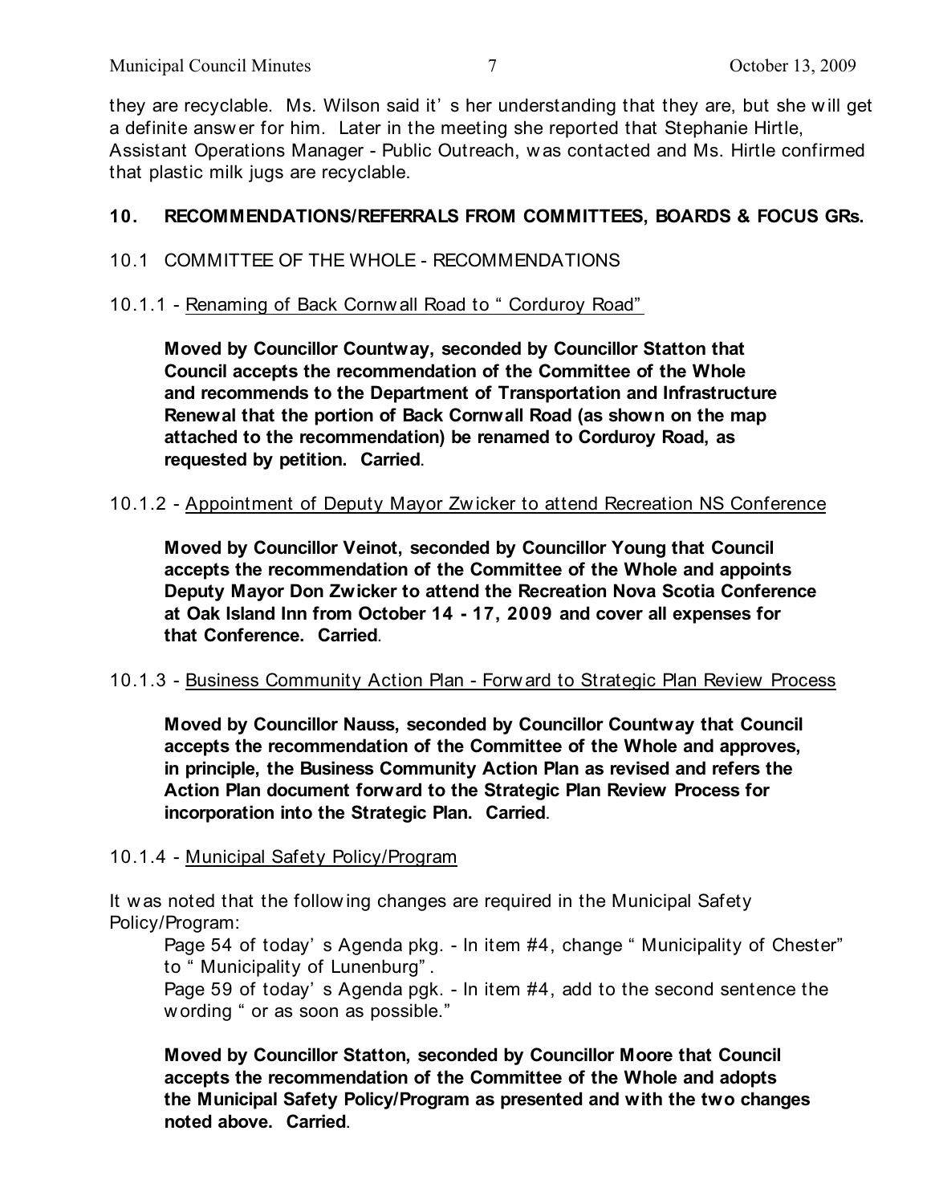they are recyclable. Ms. Wilson said it's her understanding that they are, but she will get a definite answer for him. Later in the meeting she reported that Stephanie Hirtle, Assistant Operations Manager - Public Outreach, was contacted and Ms. Hirtle confirmed that plastic milk jugs are recyclable.

## 10. RECOMMENDATIONS/REFERRALS FROM COMMITTEES, BOARDS & FOCUS GRs.

### 10.1 COMMITTEE OF THE WHOLE - RECOMMENDATIONS

10.1.1 - Renaming of Back Cornwall Road to "Corduroy Road"

> **Moved by Councillor Countway, seconded by Councillor Statton that Council accepts the recommendation of the Committee of the Whole and recommends to the Department of Transportation and Infrastructure Renewal that the portion of Back Cornwall Road (as shown on the map attached to the recommendation) be renamed to Corduroy Road, as requested by petition. Carried**.

10.1.2 - Appointment of Deputy Mayor Zwicker to attend Recreation NS Conference

> **Moved by Councillor Veinot, seconded by Councillor Young that Council accepts the recommendation of the Committee of the Whole and appoints Deputy Mayor Don Zwicker to attend the Recreation Nova Scotia Conference at Oak Island Inn from October 14 - 17, 2009 and cover all expenses for that Conference. Carried**.

10.1.3 - Business Community Action Plan - Forward to Strategic Plan Review Process

> **Moved by Councillor Nauss, seconded by Councillor Countway that Council accepts the recommendation of the Committee of the Whole and approves, in principle, the Business Community Action Plan as revised and refers the Action Plan document forward to the Strategic Plan Review Process for incorporation into the Strategic Plan. Carried**.

10.1.4 - Municipal Safety Policy/Program

It was noted that the following changes are required in the Municipal Safety Policy/Program:

> Page 54 of today's Agenda pkg. - In item #4, change "Municipality of Chester" to "Municipality of Lunenburg".
>
> Page 59 of today's Agenda pgk. - In item #4, add to the second sentence the wording "or as soon as possible."

> **Moved by Councillor Statton, seconded by Councillor Moore that Council accepts the recommendation of the Committee of the Whole and adopts the Municipal Safety Policy/Program as presented and with the two changes noted above. Carried**.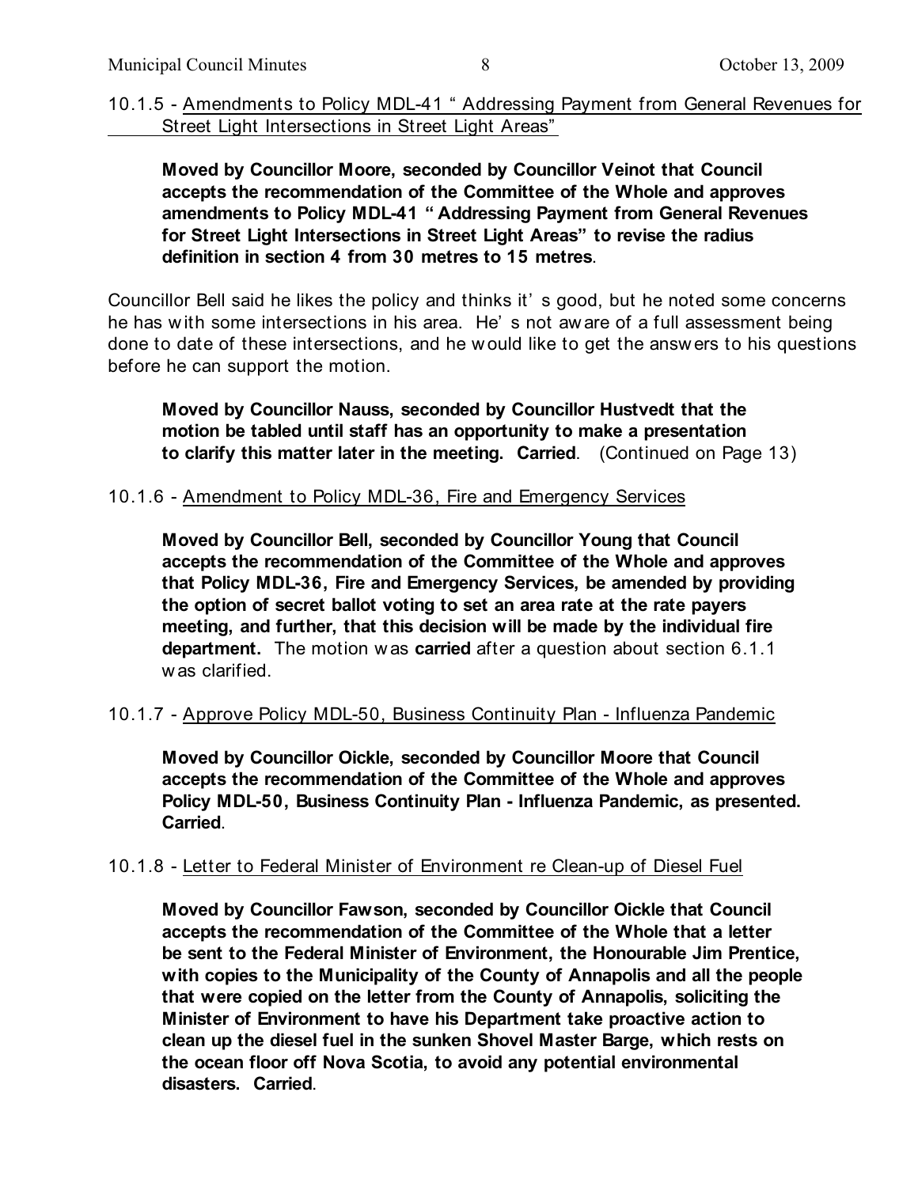10.1.5 - Amendments to Policy MDL-41 " Addressing Payment from General Revenues for Street Light Intersections in Street Light Areas"

**Moved by Councillor Moore, seconded by Councillor Veinot that Council accepts the recommendation of the Committee of the Whole and approves amendments to Policy MDL-41 " Addressing Payment from General Revenues for Street Light Intersections in Street Light Areas" to revise the radius definition in section 4 from 30 metres to 15 metres**.

Councillor Bell said he likes the policy and thinks it's good, but he noted some concerns he has with some intersections in his area. He's not aware of a full assessment being done to date of these intersections, and he would like to get the answers to his questions before he can support the motion.

**Moved by Councillor Nauss, seconded by Councillor Hustvedt that the motion be tabled until staff has an opportunity to make a presentation to clarify this matter later in the meeting. Carried**. (Continued on Page 13)

10.1.6 - Amendment to Policy MDL-36, Fire and Emergency Services

**Moved by Councillor Bell, seconded by Councillor Young that Council accepts the recommendation of the Committee of the Whole and approves that Policy MDL-36, Fire and Emergency Services, be amended by providing the option of secret ballot voting to set an area rate at the rate payers meeting, and further, that this decision will be made by the individual fire department.** The motion was **carried** after a question about section 6.1.1 was clarified.

10.1.7 - Approve Policy MDL-50, Business Continuity Plan - Influenza Pandemic

**Moved by Councillor Oickle, seconded by Councillor Moore that Council accepts the recommendation of the Committee of the Whole and approves Policy MDL-50, Business Continuity Plan - Influenza Pandemic, as presented. Carried**.

10.1.8 - Letter to Federal Minister of Environment re Clean-up of Diesel Fuel

**Moved by Councillor Fawson, seconded by Councillor Oickle that Council accepts the recommendation of the Committee of the Whole that a letter be sent to the Federal Minister of Environment, the Honourable Jim Prentice, with copies to the Municipality of the County of Annapolis and all the people that were copied on the letter from the County of Annapolis, soliciting the Minister of Environment to have his Department take proactive action to clean up the diesel fuel in the sunken Shovel Master Barge, which rests on the ocean floor off Nova Scotia, to avoid any potential environmental disasters. Carried**.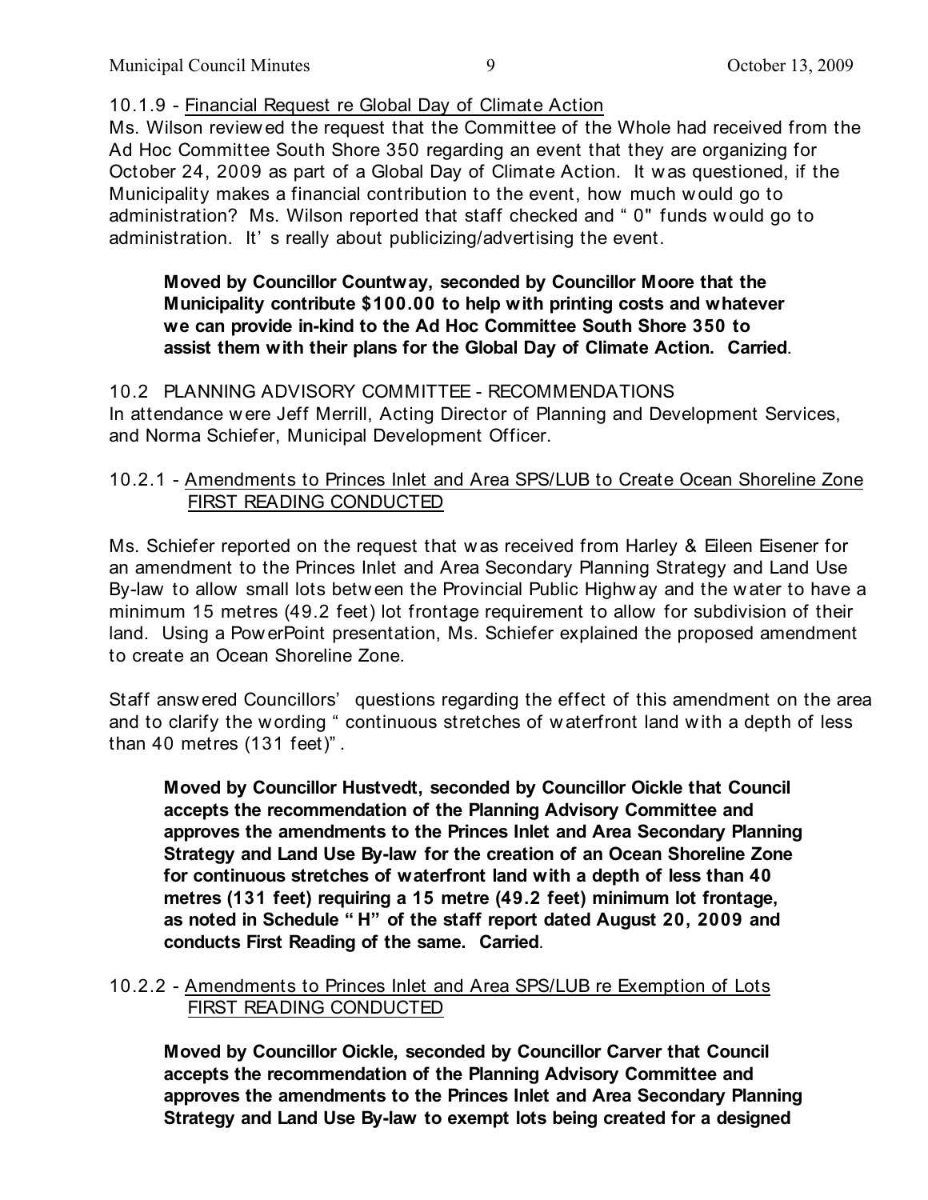10.1.9 - Financial Request re Global Day of Climate Action

Ms. Wilson reviewed the request that the Committee of the Whole had received from the Ad Hoc Committee South Shore 350 regarding an event that they are organizing for October 24, 2009 as part of a Global Day of Climate Action. It was questioned, if the Municipality makes a financial contribution to the event, how much would go to administration? Ms. Wilson reported that staff checked and "0" funds would go to administration. It's really about publicizing/advertising the event.

> **Moved by Councillor Countway, seconded by Councillor Moore that the Municipality contribute $100.00 to help with printing costs and whatever we can provide in-kind to the Ad Hoc Committee South Shore 350 to assist them with their plans for the Global Day of Climate Action. Carried**.

10.2 PLANNING ADVISORY COMMITTEE - RECOMMENDATIONS

In attendance were Jeff Merrill, Acting Director of Planning and Development Services, and Norma Schiefer, Municipal Development Officer.

10.2.1 - Amendments to Princes Inlet and Area SPS/LUB to Create Ocean Shoreline Zone
FIRST READING CONDUCTED

Ms. Schiefer reported on the request that was received from Harley & Eileen Eisener for an amendment to the Princes Inlet and Area Secondary Planning Strategy and Land Use By-law to allow small lots between the Provincial Public Highway and the water to have a minimum 15 metres (49.2 feet) lot frontage requirement to allow for subdivision of their land. Using a PowerPoint presentation, Ms. Schiefer explained the proposed amendment to create an Ocean Shoreline Zone.

Staff answered Councillors' questions regarding the effect of this amendment on the area and to clarify the wording "continuous stretches of waterfront land with a depth of less than 40 metres (131 feet)".

> **Moved by Councillor Hustvedt, seconded by Councillor Oickle that Council accepts the recommendation of the Planning Advisory Committee and approves the amendments to the Princes Inlet and Area Secondary Planning Strategy and Land Use By-law for the creation of an Ocean Shoreline Zone for continuous stretches of waterfront land with a depth of less than 40 metres (131 feet) requiring a 15 metre (49.2 feet) minimum lot frontage, as noted in Schedule "H" of the staff report dated August 20, 2009 and conducts First Reading of the same. Carried**.

10.2.2 - Amendments to Princes Inlet and Area SPS/LUB re Exemption of Lots
FIRST READING CONDUCTED

> **Moved by Councillor Oickle, seconded by Councillor Carver that Council accepts the recommendation of the Planning Advisory Committee and approves the amendments to the Princes Inlet and Area Secondary Planning Strategy and Land Use By-law to exempt lots being created for a designed**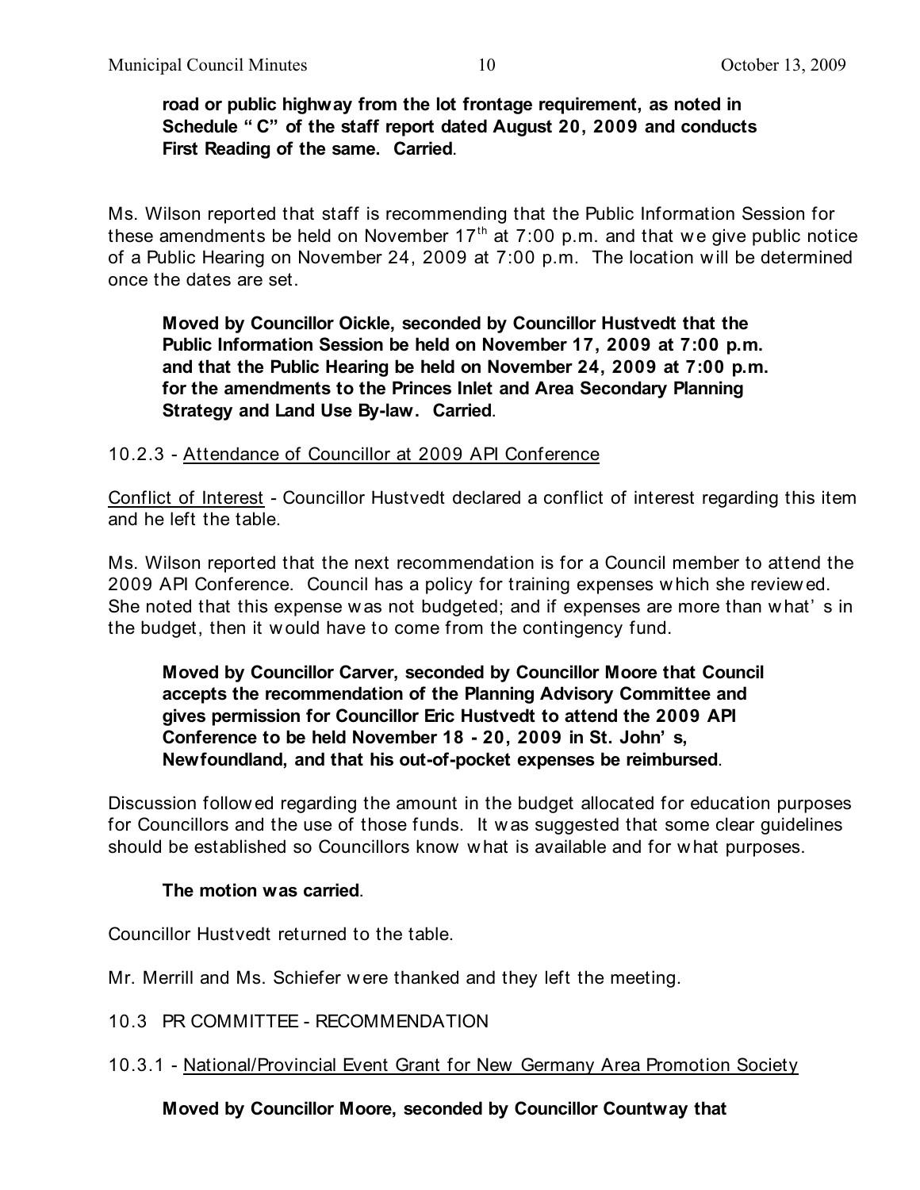**road or public highway from the lot frontage requirement, as noted in Schedule "C" of the staff report dated August 20, 2009 and conducts First Reading of the same. Carried**.

Ms. Wilson reported that staff is recommending that the Public Information Session for these amendments be held on November 17th at 7:00 p.m. and that we give public notice of a Public Hearing on November 24, 2009 at 7:00 p.m. The location will be determined once the dates are set.

**Moved by Councillor Oickle, seconded by Councillor Hustvedt that the Public Information Session be held on November 17, 2009 at 7:00 p.m. and that the Public Hearing be held on November 24, 2009 at 7:00 p.m. for the amendments to the Princes Inlet and Area Secondary Planning Strategy and Land Use By-law. Carried**.

10.2.3 - Attendance of Councillor at 2009 API Conference

Conflict of Interest - Councillor Hustvedt declared a conflict of interest regarding this item and he left the table.

Ms. Wilson reported that the next recommendation is for a Council member to attend the 2009 API Conference. Council has a policy for training expenses which she reviewed. She noted that this expense was not budgeted; and if expenses are more than what's in the budget, then it would have to come from the contingency fund.

**Moved by Councillor Carver, seconded by Councillor Moore that Council accepts the recommendation of the Planning Advisory Committee and gives permission for Councillor Eric Hustvedt to attend the 2009 API Conference to be held November 18 - 20, 2009 in St. John's, Newfoundland, and that his out-of-pocket expenses be reimbursed**.

Discussion followed regarding the amount in the budget allocated for education purposes for Councillors and the use of those funds. It was suggested that some clear guidelines should be established so Councillors know what is available and for what purposes.

**The motion was carried**.

Councillor Hustvedt returned to the table.

Mr. Merrill and Ms. Schiefer were thanked and they left the meeting.

10.3 PR COMMITTEE - RECOMMENDATION

10.3.1 - National/Provincial Event Grant for New Germany Area Promotion Society

**Moved by Councillor Moore, seconded by Councillor Countway that**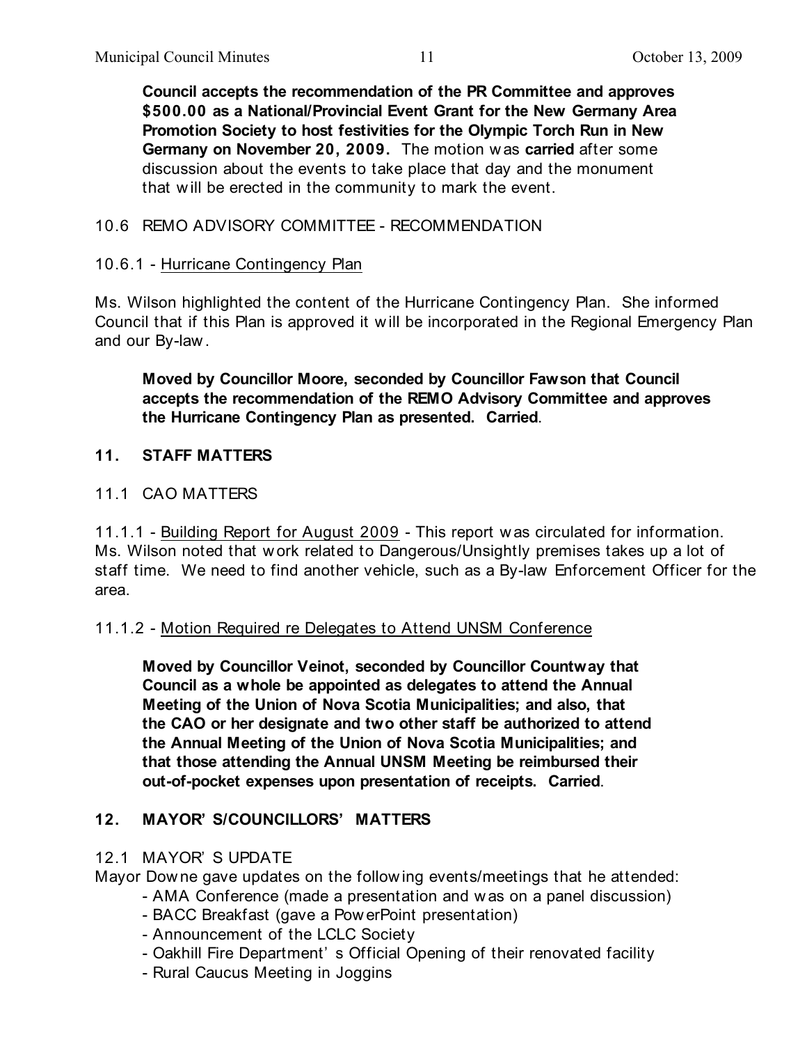**Council accepts the recommendation of the PR Committee and approves $500.00 as a National/Provincial Event Grant for the New Germany Area Promotion Society to host festivities for the Olympic Torch Run in New Germany on November 20, 2009.** The motion was **carried** after some discussion about the events to take place that day and the monument that will be erected in the community to mark the event.

10.6 REMO ADVISORY COMMITTEE - RECOMMENDATION

10.6.1 - Hurricane Contingency Plan

Ms. Wilson highlighted the content of the Hurricane Contingency Plan. She informed Council that if this Plan is approved it will be incorporated in the Regional Emergency Plan and our By-law.

**Moved by Councillor Moore, seconded by Councillor Fawson that Council accepts the recommendation of the REMO Advisory Committee and approves the Hurricane Contingency Plan as presented. Carried**.

## 11. STAFF MATTERS

11.1 CAO MATTERS

11.1.1 - Building Report for August 2009 - This report was circulated for information. Ms. Wilson noted that work related to Dangerous/Unsightly premises takes up a lot of staff time. We need to find another vehicle, such as a By-law Enforcement Officer for the area.

11.1.2 - Motion Required re Delegates to Attend UNSM Conference

**Moved by Councillor Veinot, seconded by Councillor Countway that Council as a whole be appointed as delegates to attend the Annual Meeting of the Union of Nova Scotia Municipalities; and also, that the CAO or her designate and two other staff be authorized to attend the Annual Meeting of the Union of Nova Scotia Municipalities; and that those attending the Annual UNSM Meeting be reimbursed their out-of-pocket expenses upon presentation of receipts. Carried**.

## 12. MAYOR'S/COUNCILLORS' MATTERS

12.1 MAYOR'S UPDATE

Mayor Downe gave updates on the following events/meetings that he attended:

- AMA Conference (made a presentation and was on a panel discussion)
- BACC Breakfast (gave a PowerPoint presentation)
- Announcement of the LCLC Society
- Oakhill Fire Department's Official Opening of their renovated facility
- Rural Caucus Meeting in Joggins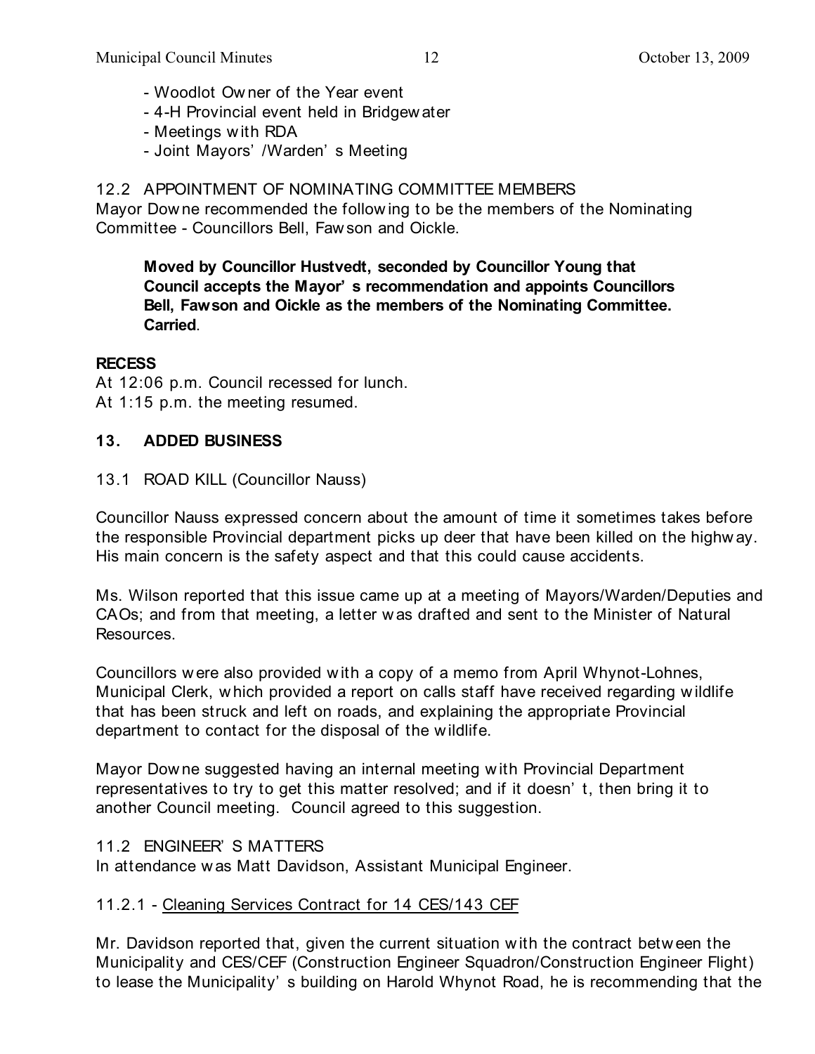- Woodlot Owner of the Year event
- 4-H Provincial event held in Bridgewater
- Meetings with RDA
- Joint Mayors' /Warden' s Meeting

12.2 APPOINTMENT OF NOMINATING COMMITTEE MEMBERS

Mayor Downe recommended the following to be the members of the Nominating Committee - Councillors Bell, Fawson and Oickle.

> **Moved by Councillor Hustvedt, seconded by Councillor Young that Council accepts the Mayor' s recommendation and appoints Councillors Bell, Fawson and Oickle as the members of the Nominating Committee. Carried**.

**RECESS**

At 12:06 p.m. Council recessed for lunch.
At 1:15 p.m. the meeting resumed.

## 13. ADDED BUSINESS

13.1 ROAD KILL (Councillor Nauss)

Councillor Nauss expressed concern about the amount of time it sometimes takes before the responsible Provincial department picks up deer that have been killed on the highway. His main concern is the safety aspect and that this could cause accidents.

Ms. Wilson reported that this issue came up at a meeting of Mayors/Warden/Deputies and CAOs; and from that meeting, a letter was drafted and sent to the Minister of Natural Resources.

Councillors were also provided with a copy of a memo from April Whynot-Lohnes, Municipal Clerk, which provided a report on calls staff have received regarding wildlife that has been struck and left on roads, and explaining the appropriate Provincial department to contact for the disposal of the wildlife.

Mayor Downe suggested having an internal meeting with Provincial Department representatives to try to get this matter resolved; and if it doesn' t, then bring it to another Council meeting. Council agreed to this suggestion.

11.2 ENGINEER' S MATTERS

In attendance was Matt Davidson, Assistant Municipal Engineer.

11.2.1 - <u>Cleaning Services Contract for 14 CES/143 CEF</u>

Mr. Davidson reported that, given the current situation with the contract between the Municipality and CES/CEF (Construction Engineer Squadron/Construction Engineer Flight) to lease the Municipality' s building on Harold Whynot Road, he is recommending that the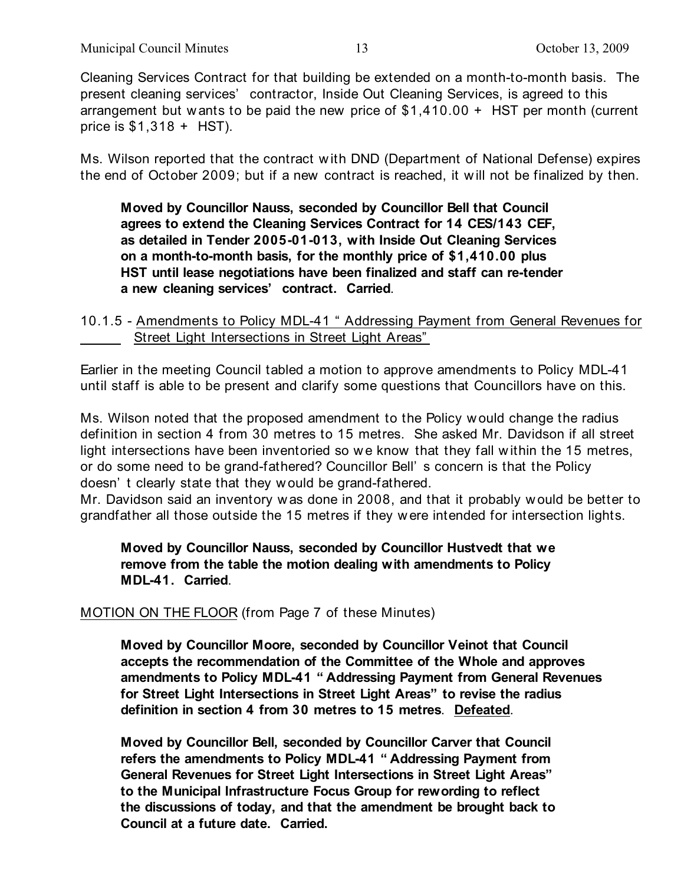Cleaning Services Contract for that building be extended on a month-to-month basis. The present cleaning services' contractor, Inside Out Cleaning Services, is agreed to this arrangement but wants to be paid the new price of $1,410.00 + HST per month (current price is $1,318 + HST).

Ms. Wilson reported that the contract with DND (Department of National Defense) expires the end of October 2009; but if a new contract is reached, it will not be finalized by then.

> **Moved by Councillor Nauss, seconded by Councillor Bell that Council agrees to extend the Cleaning Services Contract for 14 CES/143 CEF, as detailed in Tender 2005-01-013, with Inside Out Cleaning Services on a month-to-month basis, for the monthly price of $1,410.00 plus HST until lease negotiations have been finalized and staff can re-tender a new cleaning services' contract. Carried**.

10.1.5 - <u>Amendments to Policy MDL-41 " Addressing Payment from General Revenues for Street Light Intersections in Street Light Areas"</u>

Earlier in the meeting Council tabled a motion to approve amendments to Policy MDL-41 until staff is able to be present and clarify some questions that Councillors have on this.

Ms. Wilson noted that the proposed amendment to the Policy would change the radius definition in section 4 from 30 metres to 15 metres. She asked Mr. Davidson if all street light intersections have been inventoried so we know that they fall within the 15 metres, or do some need to be grand-fathered? Councillor Bell' s concern is that the Policy doesn' t clearly state that they would be grand-fathered.
Mr. Davidson said an inventory was done in 2008, and that it probably would be better to grandfather all those outside the 15 metres if they were intended for intersection lights.

> **Moved by Councillor Nauss, seconded by Councillor Hustvedt that we remove from the table the motion dealing with amendments to Policy MDL-41. Carried**.

<u>MOTION ON THE FLOOR</u> (from Page 7 of these Minutes)

> **Moved by Councillor Moore, seconded by Councillor Veinot that Council accepts the recommendation of the Committee of the Whole and approves amendments to Policy MDL-41 " Addressing Payment from General Revenues for Street Light Intersections in Street Light Areas" to revise the radius definition in section 4 from 30 metres to 15 metres**. **<u>Defeated</u>**.

> **Moved by Councillor Bell, seconded by Councillor Carver that Council refers the amendments to Policy MDL-41 " Addressing Payment from General Revenues for Street Light Intersections in Street Light Areas" to the Municipal Infrastructure Focus Group for rewording to reflect the discussions of today, and that the amendment be brought back to Council at a future date. Carried.**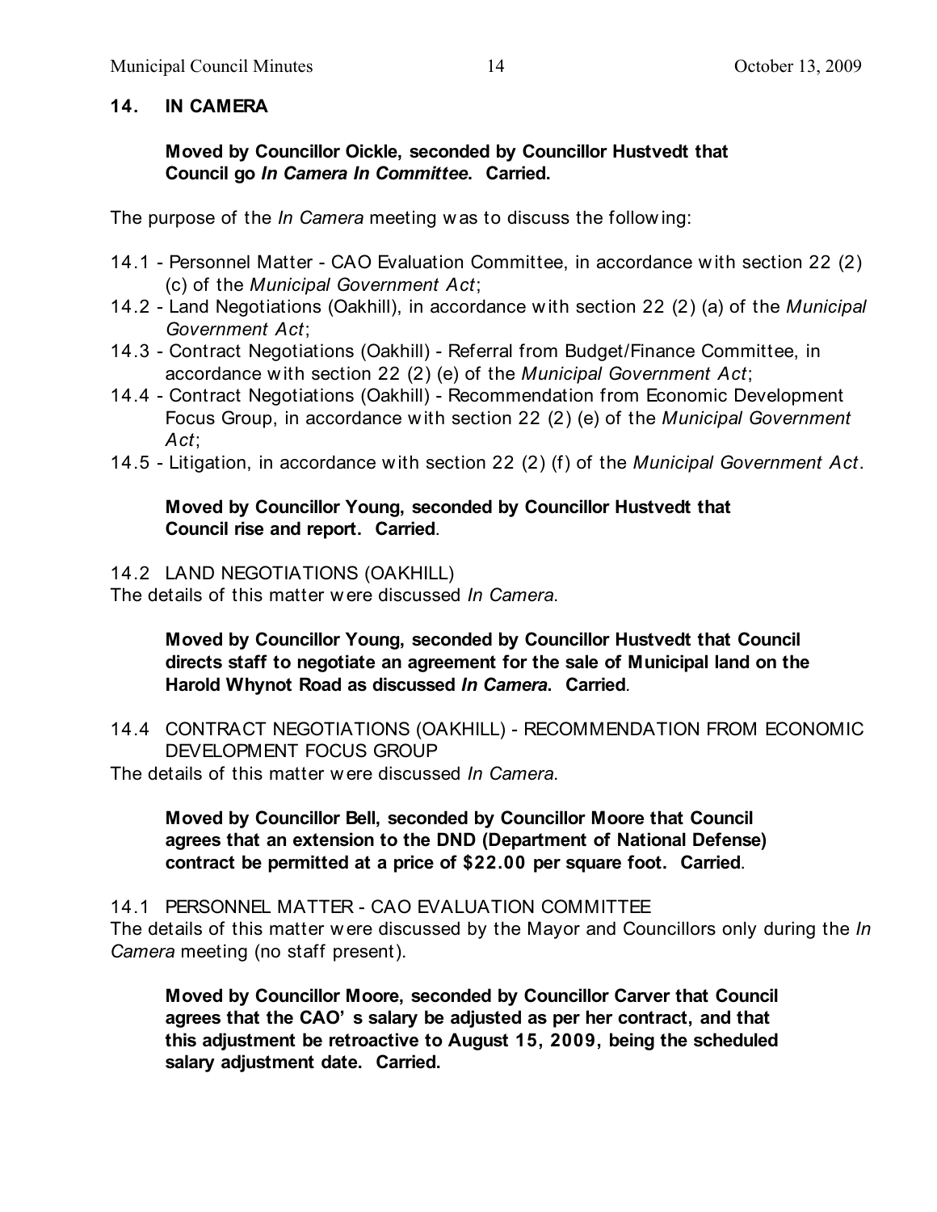## 14. IN CAMERA

**Moved by Councillor Oickle, seconded by Councillor Hustvedt that Council go *In Camera In Committee*. Carried.**

The purpose of the *In Camera* meeting was to discuss the following:

- 14.1 - Personnel Matter - CAO Evaluation Committee, in accordance with section 22 (2) (c) of the *Municipal Government Act*;
- 14.2 - Land Negotiations (Oakhill), in accordance with section 22 (2) (a) of the *Municipal Government Act*;
- 14.3 - Contract Negotiations (Oakhill) - Referral from Budget/Finance Committee, in accordance with section 22 (2) (e) of the *Municipal Government Act*;
- 14.4 - Contract Negotiations (Oakhill) - Recommendation from Economic Development Focus Group, in accordance with section 22 (2) (e) of the *Municipal Government Act*;
- 14.5 - Litigation, in accordance with section 22 (2) (f) of the *Municipal Government Act*.

**Moved by Councillor Young, seconded by Councillor Hustvedt that Council rise and report. Carried.**

14.2 LAND NEGOTIATIONS (OAKHILL)

The details of this matter were discussed *In Camera*.

**Moved by Councillor Young, seconded by Councillor Hustvedt that Council directs staff to negotiate an agreement for the sale of Municipal land on the Harold Whynot Road as discussed *In Camera*. Carried.**

14.4 CONTRACT NEGOTIATIONS (OAKHILL) - RECOMMENDATION FROM ECONOMIC DEVELOPMENT FOCUS GROUP

The details of this matter were discussed *In Camera*.

**Moved by Councillor Bell, seconded by Councillor Moore that Council agrees that an extension to the DND (Department of National Defense) contract be permitted at a price of $22.00 per square foot. Carried.**

14.1 PERSONNEL MATTER - CAO EVALUATION COMMITTEE

The details of this matter were discussed by the Mayor and Councillors only during the *In Camera* meeting (no staff present).

**Moved by Councillor Moore, seconded by Councillor Carver that Council agrees that the CAO's salary be adjusted as per her contract, and that this adjustment be retroactive to August 15, 2009, being the scheduled salary adjustment date. Carried.**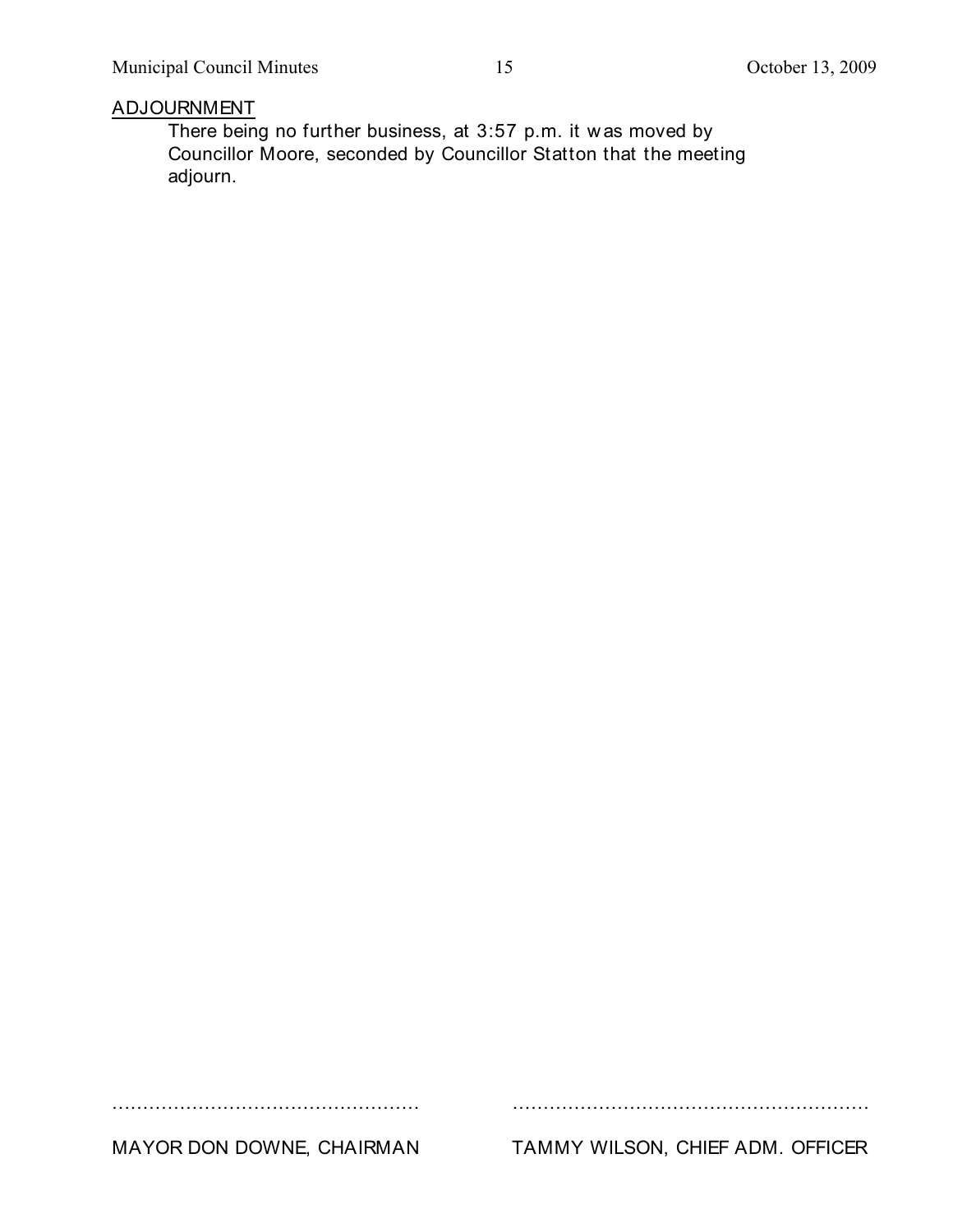ADJOURNMENT

There being no further business, at 3:57 p.m. it was moved by Councillor Moore, seconded by Councillor Statton that the meeting adjourn.

.................................................. ..........................................................

MAYOR DON DOWNE, CHAIRMAN TAMMY WILSON, CHIEF ADM. OFFICER